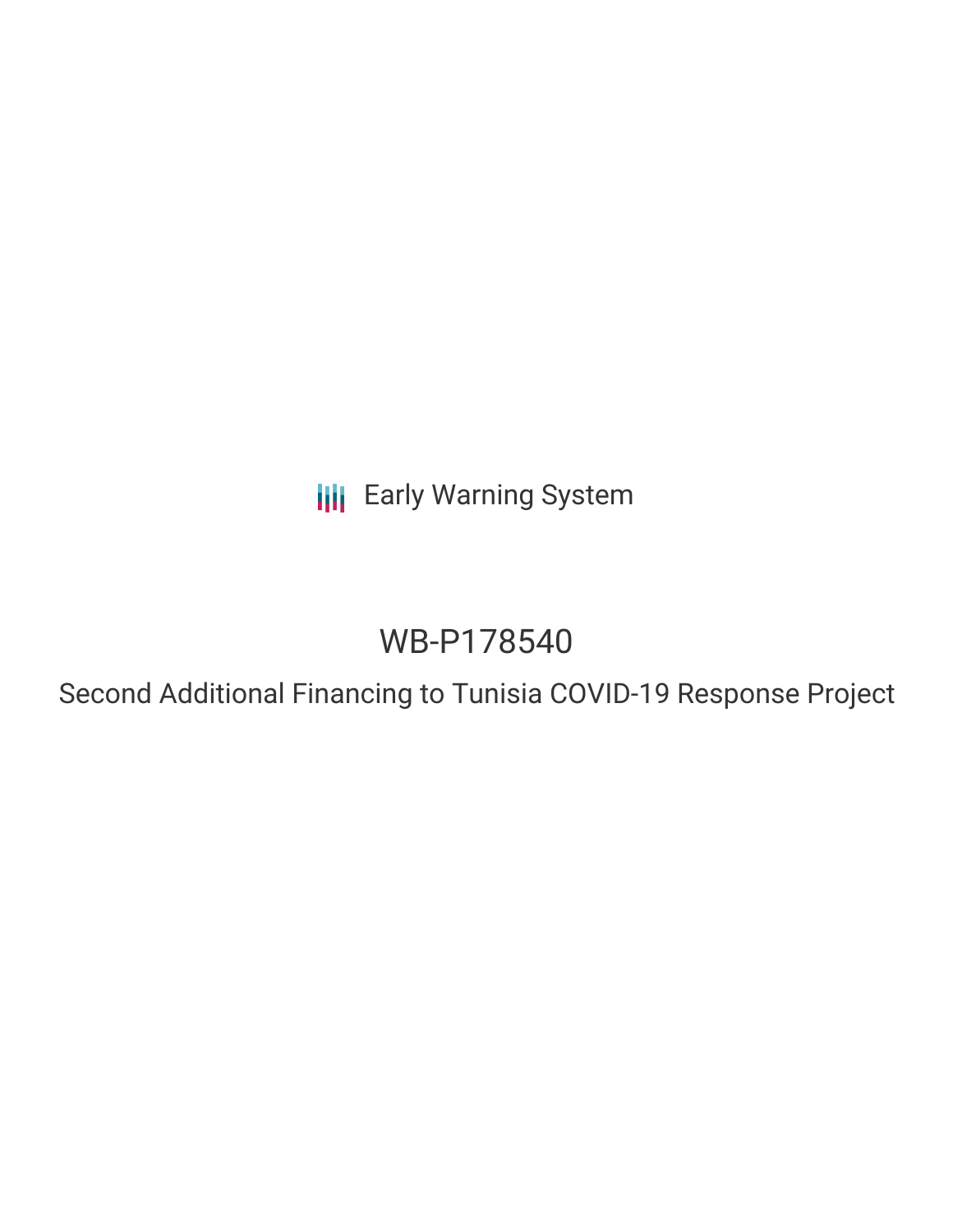Early Warning System

# WB-P178540

## Second Additional Financing to Tunisia COVID-19 Response Project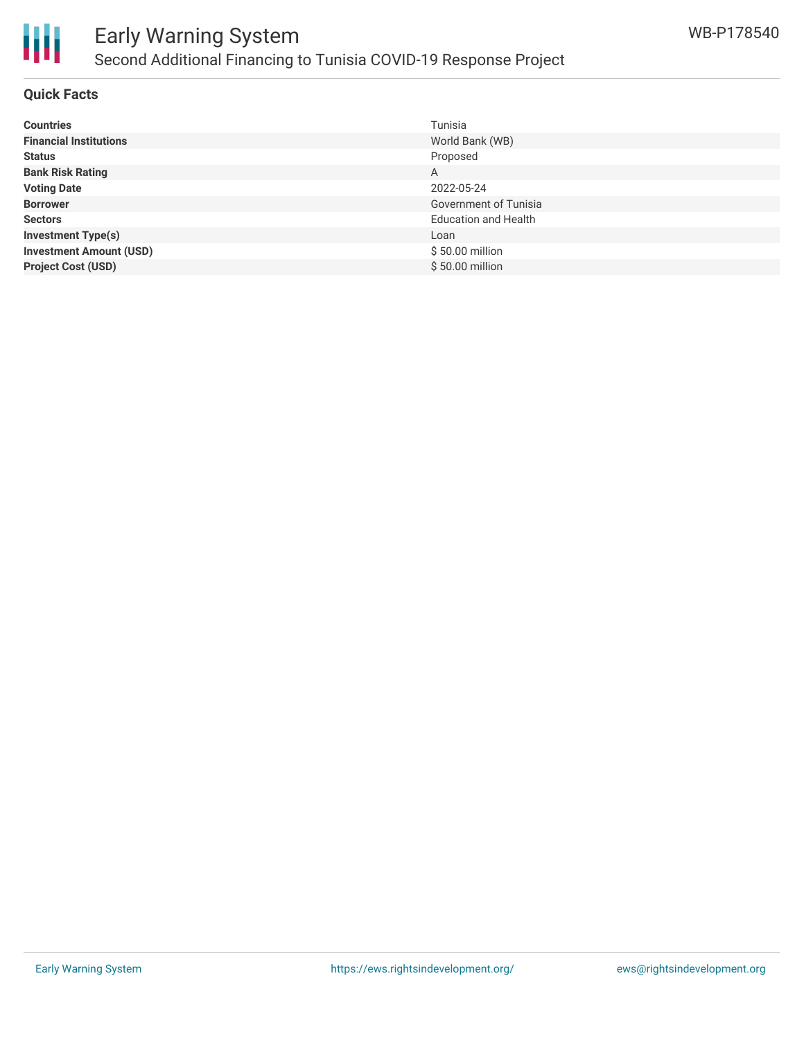# Early Warning System

## Second Additional Financing to Tunisia COVID-19 Response Project

WB-P178540

### Quick Facts

| | |
|---|---|
| **Countries** | Tunisia |
| **Financial Institutions** | World Bank (WB) |
| **Status** | Proposed |
| **Bank Risk Rating** | A |
| **Voting Date** | 2022-05-24 |
| **Borrower** | Government of Tunisia |
| **Sectors** | Education and Health |
| **Investment Type(s)** | Loan |
| **Investment Amount (USD)** | $ 50.00 million |
| **Project Cost (USD)** | $ 50.00 million |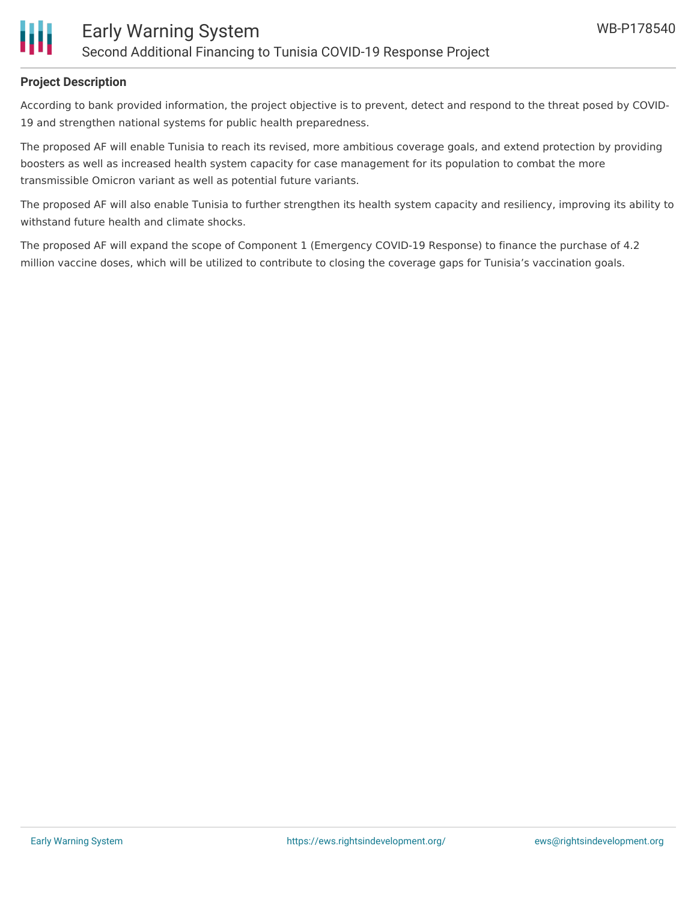**Project Description**

According to bank provided information, the project objective is to prevent, detect and respond to the threat posed by COVID-19 and strengthen national systems for public health preparedness.

The proposed AF will enable Tunisia to reach its revised, more ambitious coverage goals, and extend protection by providing boosters as well as increased health system capacity for case management for its population to combat the more transmissible Omicron variant as well as potential future variants.

The proposed AF will also enable Tunisia to further strengthen its health system capacity and resiliency, improving its ability to withstand future health and climate shocks.

The proposed AF will expand the scope of Component 1 (Emergency COVID-19 Response) to finance the purchase of 4.2 million vaccine doses, which will be utilized to contribute to closing the coverage gaps for Tunisia's vaccination goals.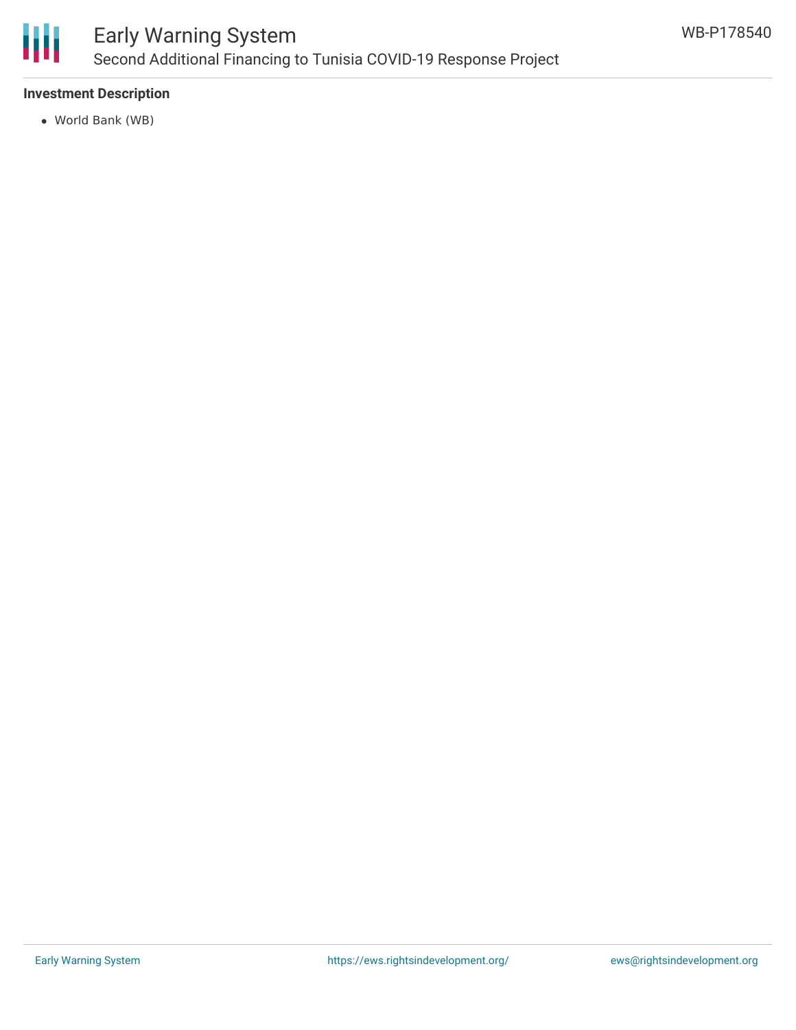**Investment Description**

- World Bank (WB)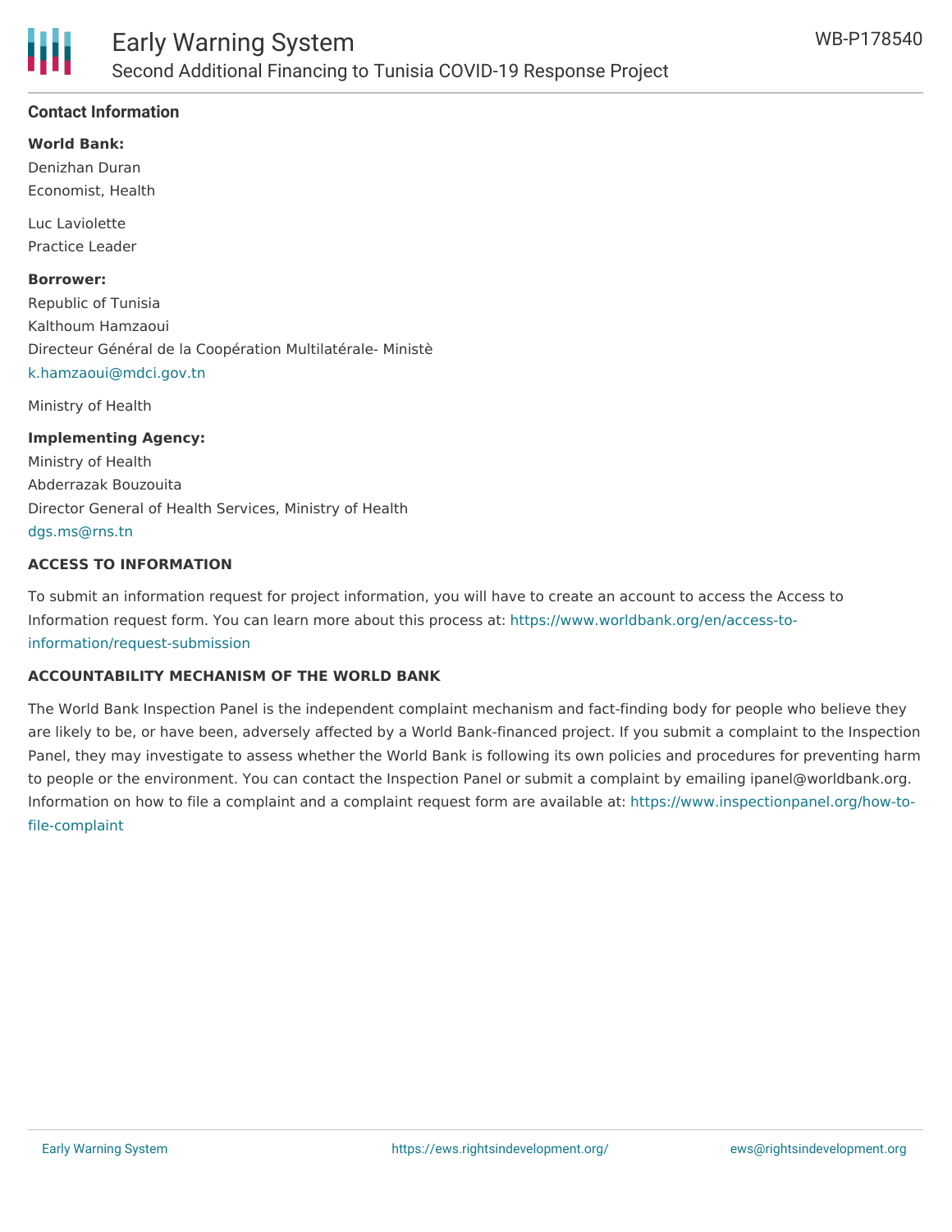## Contact Information

**World Bank:**

Denizhan Duran
Economist, Health

Luc Laviolette
Practice Leader

**Borrower:**

Republic of Tunisia
Kalthoum Hamzaoui
Directeur Général de la Coopération Multilatérale- Ministè
k.hamzaoui@mdci.gov.tn

Ministry of Health

**Implementing Agency:**

Ministry of Health
Abderrazak Bouzouita
Director General of Health Services, Ministry of Health
dgs.ms@rns.tn

### ACCESS TO INFORMATION

To submit an information request for project information, you will have to create an account to access the Access to Information request form. You can learn more about this process at: https://www.worldbank.org/en/access-to-information/request-submission

### ACCOUNTABILITY MECHANISM OF THE WORLD BANK

The World Bank Inspection Panel is the independent complaint mechanism and fact-finding body for people who believe they are likely to be, or have been, adversely affected by a World Bank-financed project. If you submit a complaint to the Inspection Panel, they may investigate to assess whether the World Bank is following its own policies and procedures for preventing harm to people or the environment. You can contact the Inspection Panel or submit a complaint by emailing ipanel@worldbank.org. Information on how to file a complaint and a complaint request form are available at: https://www.inspectionpanel.org/how-to-file-complaint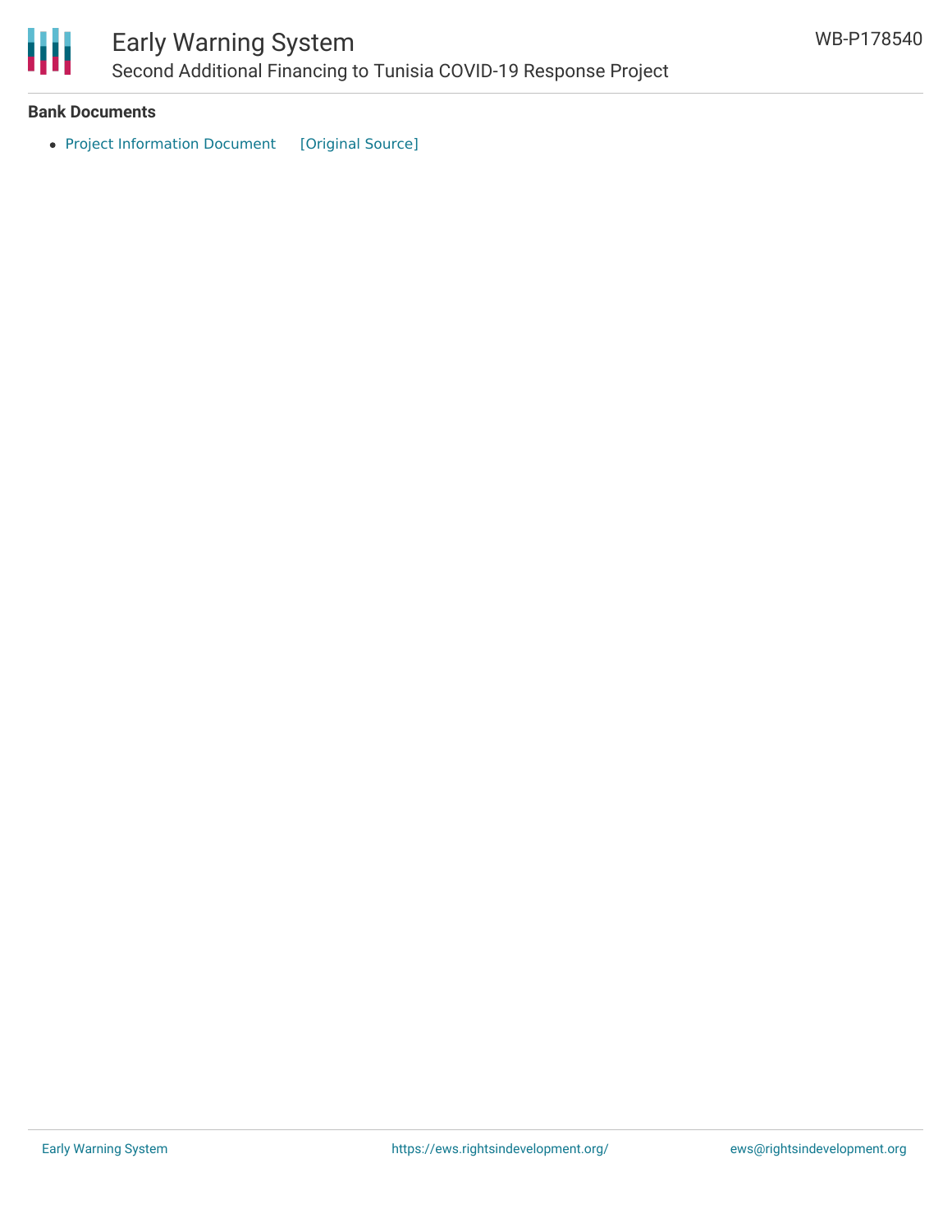**Bank Documents**

- Project Information Document [Original Source]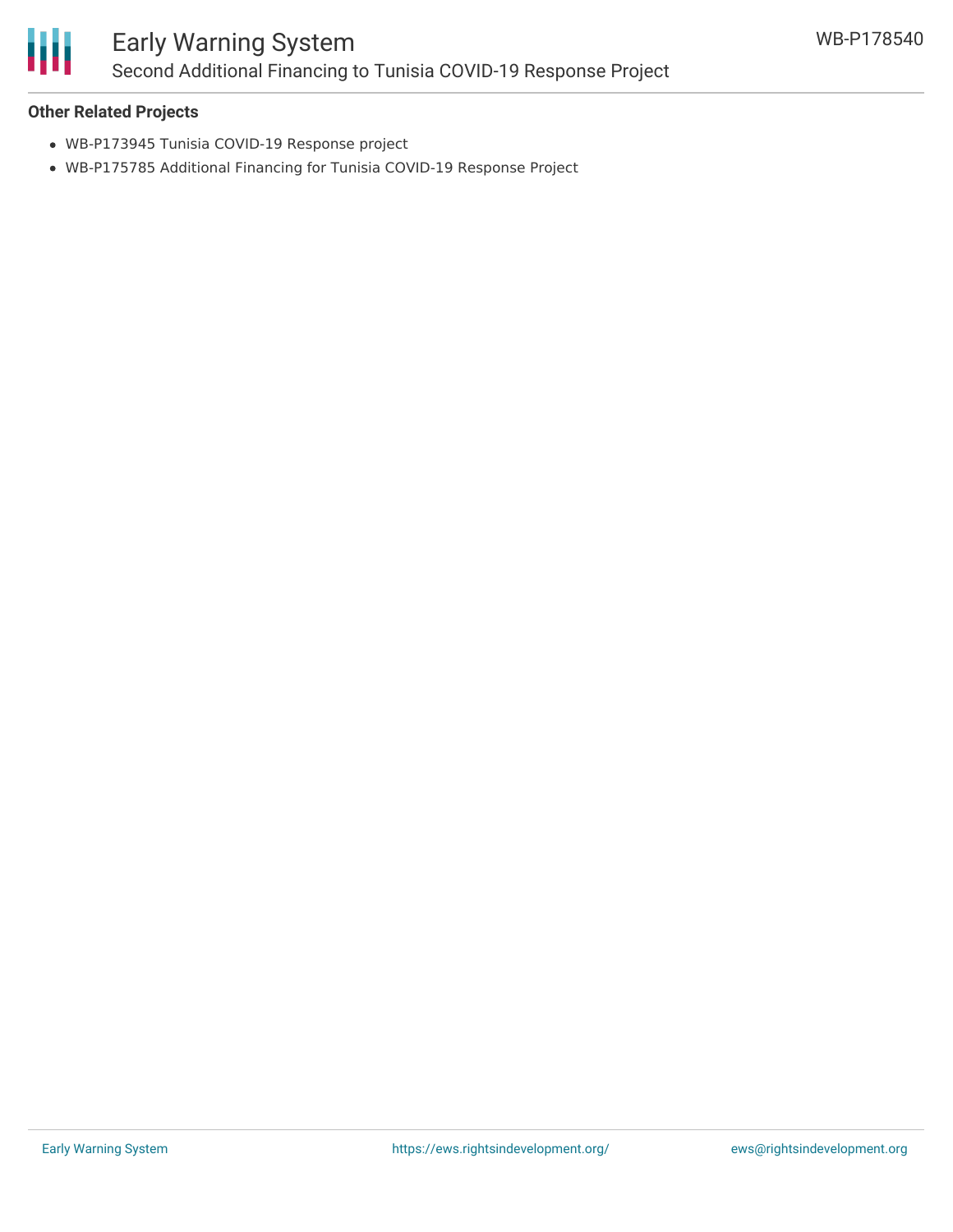**Other Related Projects**

- WB-P173945 Tunisia COVID-19 Response project
- WB-P175785 Additional Financing for Tunisia COVID-19 Response Project